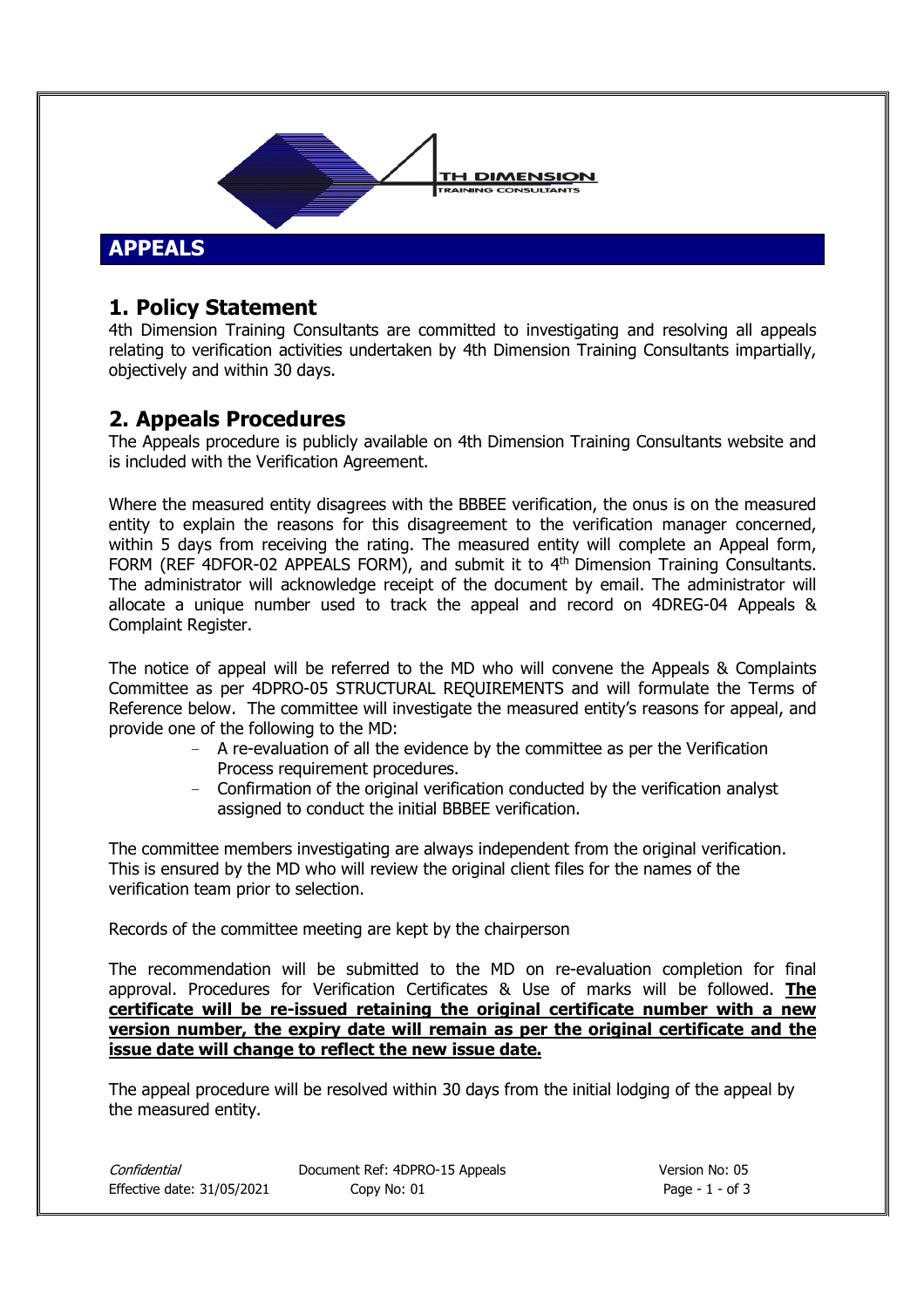# APPEALS

## 1. Policy Statement

4th Dimension Training Consultants are committed to investigating and resolving all appeals relating to verification activities undertaken by 4th Dimension Training Consultants impartially, objectively and within 30 days.

## 2. Appeals Procedures

The Appeals procedure is publicly available on 4th Dimension Training Consultants website and is included with the Verification Agreement.

Where the measured entity disagrees with the BBBEE verification, the onus is on the measured entity to explain the reasons for this disagreement to the verification manager concerned, within 5 days from receiving the rating. The measured entity will complete an Appeal form, FORM (REF 4DFOR-02 APPEALS FORM), and submit it to 4th Dimension Training Consultants. The administrator will acknowledge receipt of the document by email. The administrator will allocate a unique number used to track the appeal and record on 4DREG-04 Appeals & Complaint Register.

The notice of appeal will be referred to the MD who will convene the Appeals & Complaints Committee as per 4DPRO-05 STRUCTURAL REQUIREMENTS and will formulate the Terms of Reference below. The committee will investigate the measured entity's reasons for appeal, and provide one of the following to the MD:

- A re-evaluation of all the evidence by the committee as per the Verification Process requirement procedures.
- Confirmation of the original verification conducted by the verification analyst assigned to conduct the initial BBBEE verification.

The committee members investigating are always independent from the original verification. This is ensured by the MD who will review the original client files for the names of the verification team prior to selection.

Records of the committee meeting are kept by the chairperson

The recommendation will be submitted to the MD on re-evaluation completion for final approval. Procedures for Verification Certificates & Use of marks will be followed. **The certificate will be re-issued retaining the original certificate number with a new version number, the expiry date will remain as per the original certificate and the issue date will change to reflect the new issue date.**

The appeal procedure will be resolved within 30 days from the initial lodging of the appeal by the measured entity.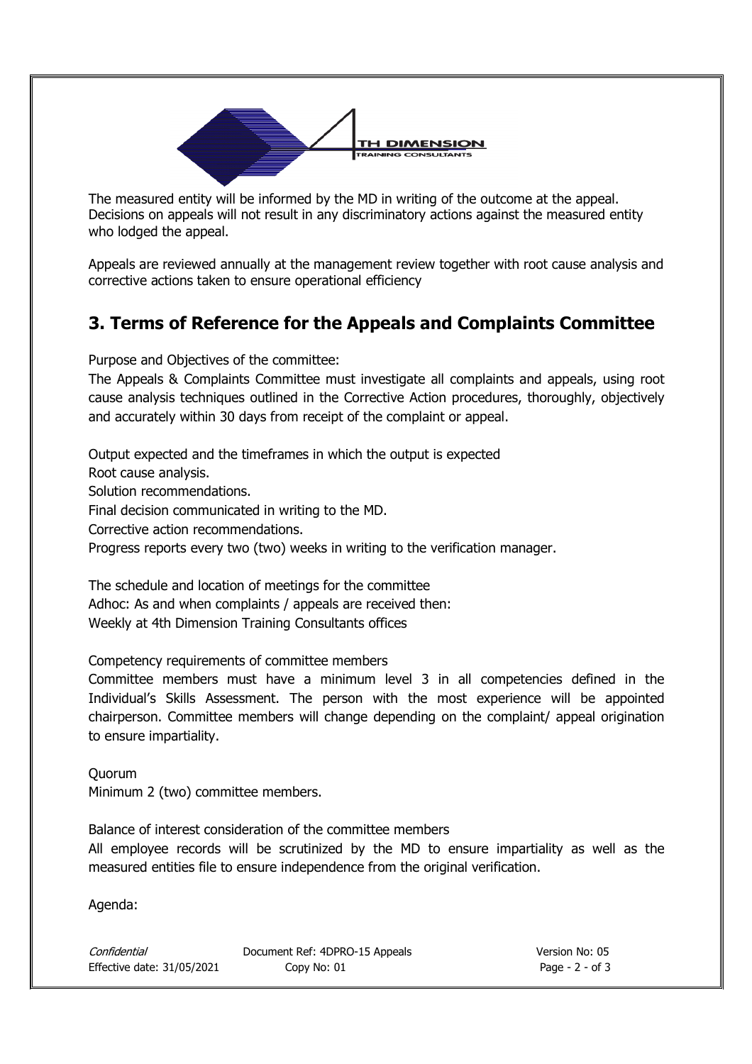The measured entity will be informed by the MD in writing of the outcome at the appeal. Decisions on appeals will not result in any discriminatory actions against the measured entity who lodged the appeal.

Appeals are reviewed annually at the management review together with root cause analysis and corrective actions taken to ensure operational efficiency

## 3. Terms of Reference for the Appeals and Complaints Committee

Purpose and Objectives of the committee:
The Appeals & Complaints Committee must investigate all complaints and appeals, using root cause analysis techniques outlined in the Corrective Action procedures, thoroughly, objectively and accurately within 30 days from receipt of the complaint or appeal.

Output expected and the timeframes in which the output is expected
Root cause analysis.
Solution recommendations.
Final decision communicated in writing to the MD.
Corrective action recommendations.
Progress reports every two (two) weeks in writing to the verification manager.

The schedule and location of meetings for the committee
Adhoc: As and when complaints / appeals are received then:
Weekly at 4th Dimension Training Consultants offices

Competency requirements of committee members
Committee members must have a minimum level 3 in all competencies defined in the Individual's Skills Assessment. The person with the most experience will be appointed chairperson. Committee members will change depending on the complaint/ appeal origination to ensure impartiality.

Quorum
Minimum 2 (two) committee members.

Balance of interest consideration of the committee members
All employee records will be scrutinized by the MD to ensure impartiality as well as the measured entities file to ensure independence from the original verification.

Agenda: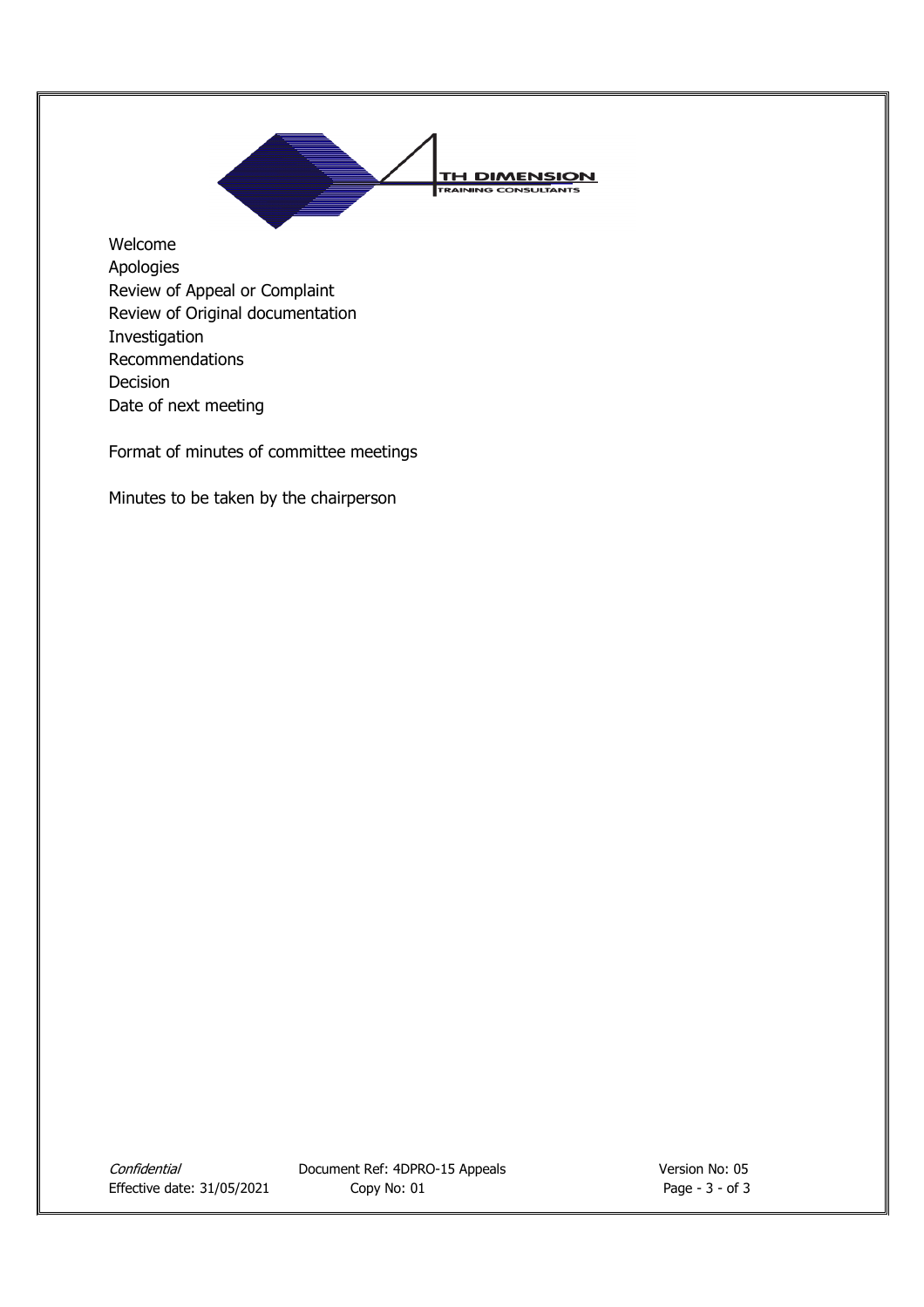Welcome
Apologies
Review of Appeal or Complaint
Review of Original documentation
Investigation
Recommendations
Decision
Date of next meeting

Format of minutes of committee meetings

Minutes to be taken by the chairperson